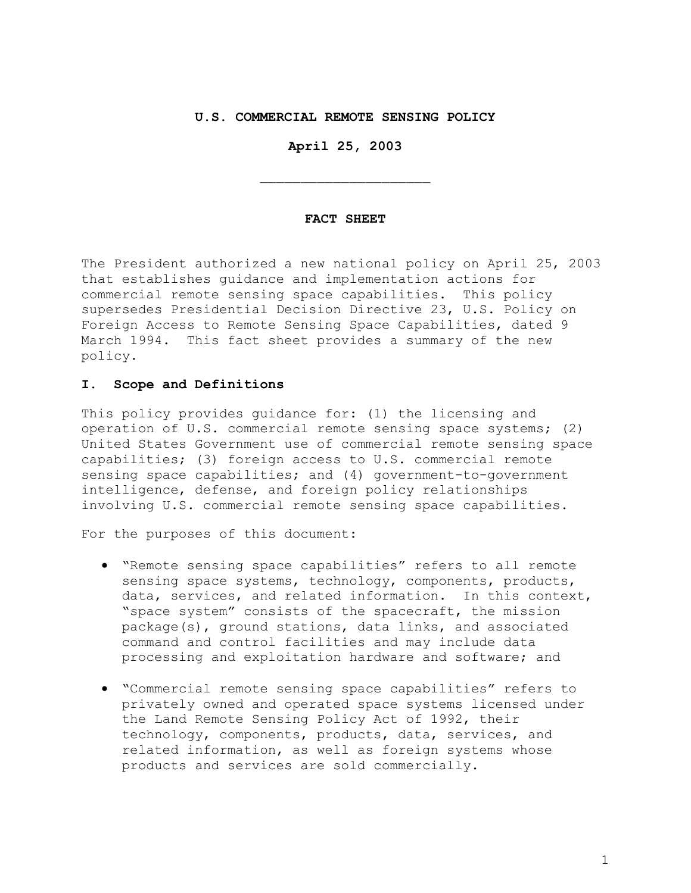# U.S. COMMERCIAL REMOTE SENSING POLICY

**April 25, 2003**

---

## FACT SHEET

The President authorized a new national policy on April 25, 2003 that establishes guidance and implementation actions for commercial remote sensing space capabilities. This policy supersedes Presidential Decision Directive 23, U.S. Policy on Foreign Access to Remote Sensing Space Capabilities, dated 9 March 1994. This fact sheet provides a summary of the new policy.

## I. Scope and Definitions

This policy provides guidance for: (1) the licensing and operation of U.S. commercial remote sensing space systems; (2) United States Government use of commercial remote sensing space capabilities; (3) foreign access to U.S. commercial remote sensing space capabilities; and (4) government-to-government intelligence, defense, and foreign policy relationships involving U.S. commercial remote sensing space capabilities.

For the purposes of this document:

- "Remote sensing space capabilities" refers to all remote sensing space systems, technology, components, products, data, services, and related information. In this context, "space system" consists of the spacecraft, the mission package(s), ground stations, data links, and associated command and control facilities and may include data processing and exploitation hardware and software; and

- "Commercial remote sensing space capabilities" refers to privately owned and operated space systems licensed under the Land Remote Sensing Policy Act of 1992, their technology, components, products, data, services, and related information, as well as foreign systems whose products and services are sold commercially.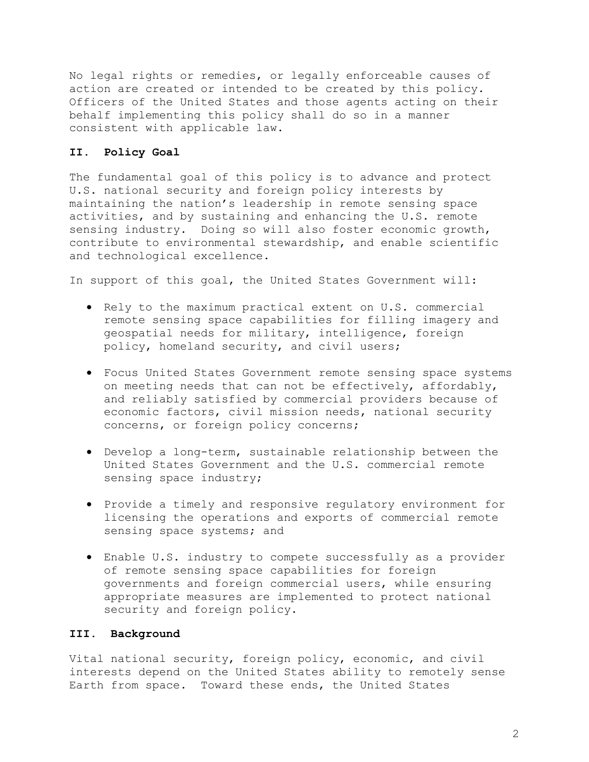No legal rights or remedies, or legally enforceable causes of action are created or intended to be created by this policy. Officers of the United States and those agents acting on their behalf implementing this policy shall do so in a manner consistent with applicable law.

## II. Policy Goal

The fundamental goal of this policy is to advance and protect U.S. national security and foreign policy interests by maintaining the nation's leadership in remote sensing space activities, and by sustaining and enhancing the U.S. remote sensing industry. Doing so will also foster economic growth, contribute to environmental stewardship, and enable scientific and technological excellence.

In support of this goal, the United States Government will:

- Rely to the maximum practical extent on U.S. commercial remote sensing space capabilities for filling imagery and geospatial needs for military, intelligence, foreign policy, homeland security, and civil users;
- Focus United States Government remote sensing space systems on meeting needs that can not be effectively, affordably, and reliably satisfied by commercial providers because of economic factors, civil mission needs, national security concerns, or foreign policy concerns;
- Develop a long-term, sustainable relationship between the United States Government and the U.S. commercial remote sensing space industry;
- Provide a timely and responsive regulatory environment for licensing the operations and exports of commercial remote sensing space systems; and
- Enable U.S. industry to compete successfully as a provider of remote sensing space capabilities for foreign governments and foreign commercial users, while ensuring appropriate measures are implemented to protect national security and foreign policy.

## III. Background

Vital national security, foreign policy, economic, and civil interests depend on the United States ability to remotely sense Earth from space. Toward these ends, the United States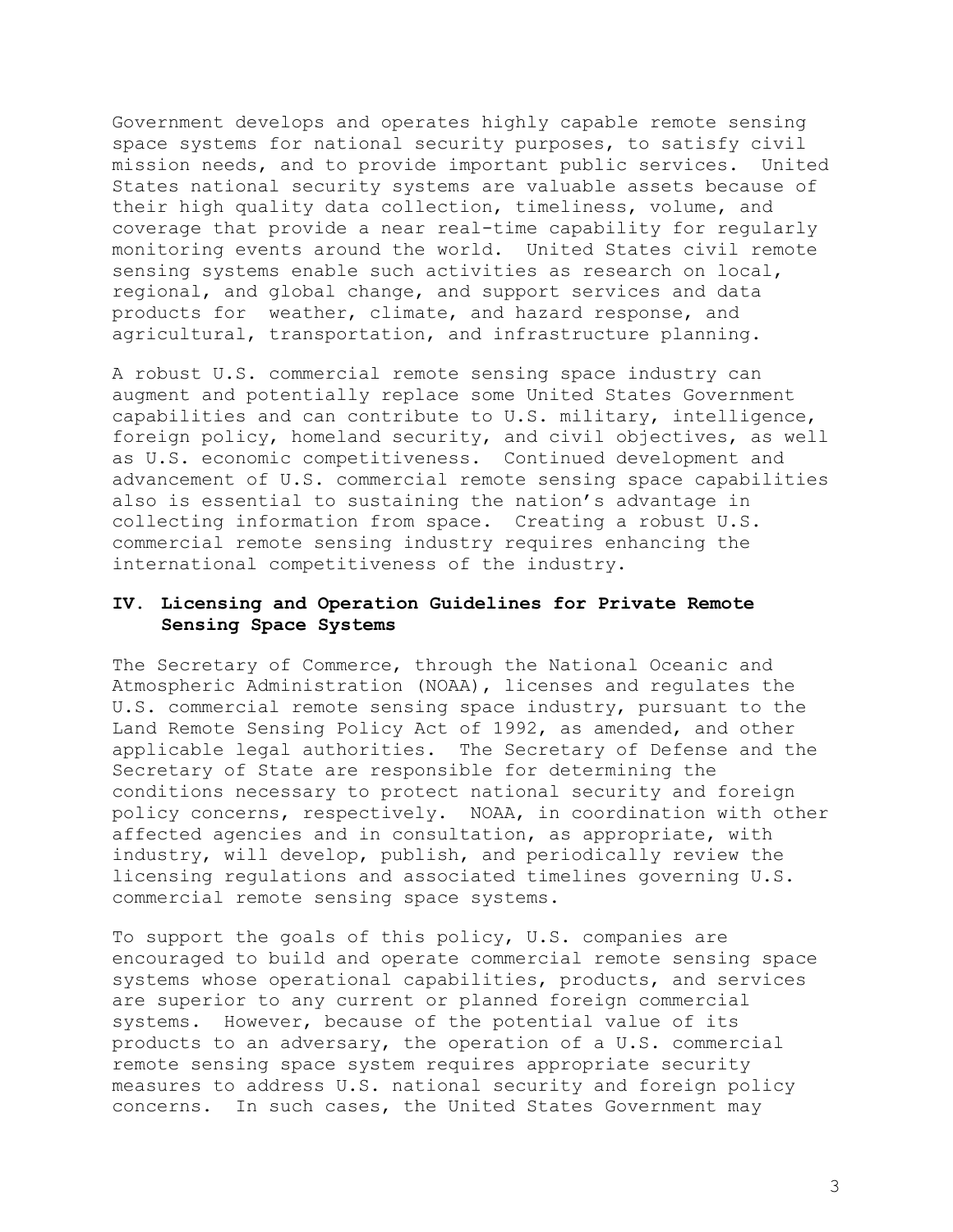Government develops and operates highly capable remote sensing space systems for national security purposes, to satisfy civil mission needs, and to provide important public services. United States national security systems are valuable assets because of their high quality data collection, timeliness, volume, and coverage that provide a near real-time capability for regularly monitoring events around the world. United States civil remote sensing systems enable such activities as research on local, regional, and global change, and support services and data products for weather, climate, and hazard response, and agricultural, transportation, and infrastructure planning.

A robust U.S. commercial remote sensing space industry can augment and potentially replace some United States Government capabilities and can contribute to U.S. military, intelligence, foreign policy, homeland security, and civil objectives, as well as U.S. economic competitiveness. Continued development and advancement of U.S. commercial remote sensing space capabilities also is essential to sustaining the nation's advantage in collecting information from space. Creating a robust U.S. commercial remote sensing industry requires enhancing the international competitiveness of the industry.

## IV. Licensing and Operation Guidelines for Private Remote Sensing Space Systems

The Secretary of Commerce, through the National Oceanic and Atmospheric Administration (NOAA), licenses and regulates the U.S. commercial remote sensing space industry, pursuant to the Land Remote Sensing Policy Act of 1992, as amended, and other applicable legal authorities. The Secretary of Defense and the Secretary of State are responsible for determining the conditions necessary to protect national security and foreign policy concerns, respectively. NOAA, in coordination with other affected agencies and in consultation, as appropriate, with industry, will develop, publish, and periodically review the licensing regulations and associated timelines governing U.S. commercial remote sensing space systems.

To support the goals of this policy, U.S. companies are encouraged to build and operate commercial remote sensing space systems whose operational capabilities, products, and services are superior to any current or planned foreign commercial systems. However, because of the potential value of its products to an adversary, the operation of a U.S. commercial remote sensing space system requires appropriate security measures to address U.S. national security and foreign policy concerns. In such cases, the United States Government may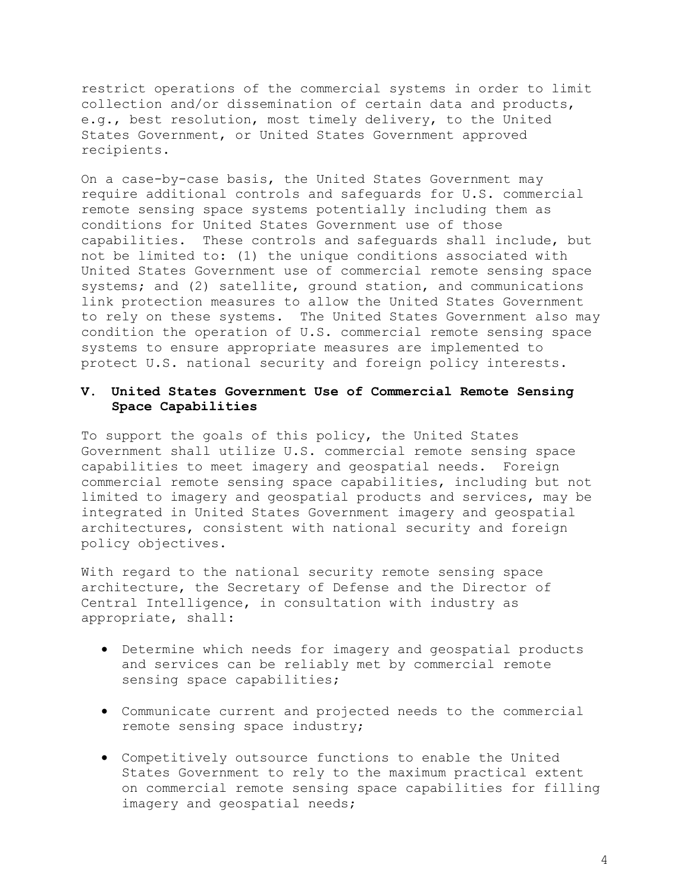restrict operations of the commercial systems in order to limit collection and/or dissemination of certain data and products, e.g., best resolution, most timely delivery, to the United States Government, or United States Government approved recipients.

On a case-by-case basis, the United States Government may require additional controls and safeguards for U.S. commercial remote sensing space systems potentially including them as conditions for United States Government use of those capabilities. These controls and safeguards shall include, but not be limited to: (1) the unique conditions associated with United States Government use of commercial remote sensing space systems; and (2) satellite, ground station, and communications link protection measures to allow the United States Government to rely on these systems. The United States Government also may condition the operation of U.S. commercial remote sensing space systems to ensure appropriate measures are implemented to protect U.S. national security and foreign policy interests.

## V. United States Government Use of Commercial Remote Sensing Space Capabilities

To support the goals of this policy, the United States Government shall utilize U.S. commercial remote sensing space capabilities to meet imagery and geospatial needs. Foreign commercial remote sensing space capabilities, including but not limited to imagery and geospatial products and services, may be integrated in United States Government imagery and geospatial architectures, consistent with national security and foreign policy objectives.

With regard to the national security remote sensing space architecture, the Secretary of Defense and the Director of Central Intelligence, in consultation with industry as appropriate, shall:

- Determine which needs for imagery and geospatial products and services can be reliably met by commercial remote sensing space capabilities;
- Communicate current and projected needs to the commercial remote sensing space industry;
- Competitively outsource functions to enable the United States Government to rely to the maximum practical extent on commercial remote sensing space capabilities for filling imagery and geospatial needs;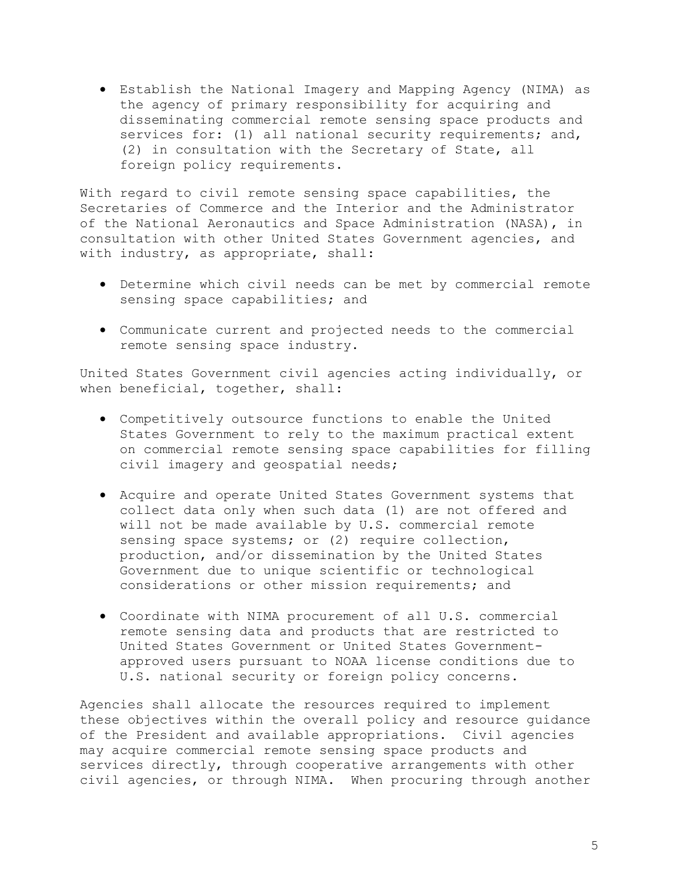- Establish the National Imagery and Mapping Agency (NIMA) as the agency of primary responsibility for acquiring and disseminating commercial remote sensing space products and services for: (1) all national security requirements; and, (2) in consultation with the Secretary of State, all foreign policy requirements.

With regard to civil remote sensing space capabilities, the Secretaries of Commerce and the Interior and the Administrator of the National Aeronautics and Space Administration (NASA), in consultation with other United States Government agencies, and with industry, as appropriate, shall:

- Determine which civil needs can be met by commercial remote sensing space capabilities; and
- Communicate current and projected needs to the commercial remote sensing space industry.

United States Government civil agencies acting individually, or when beneficial, together, shall:

- Competitively outsource functions to enable the United States Government to rely to the maximum practical extent on commercial remote sensing space capabilities for filling civil imagery and geospatial needs;
- Acquire and operate United States Government systems that collect data only when such data (1) are not offered and will not be made available by U.S. commercial remote sensing space systems; or (2) require collection, production, and/or dissemination by the United States Government due to unique scientific or technological considerations or other mission requirements; and
- Coordinate with NIMA procurement of all U.S. commercial remote sensing data and products that are restricted to United States Government or United States Government-approved users pursuant to NOAA license conditions due to U.S. national security or foreign policy concerns.

Agencies shall allocate the resources required to implement these objectives within the overall policy and resource guidance of the President and available appropriations. Civil agencies may acquire commercial remote sensing space products and services directly, through cooperative arrangements with other civil agencies, or through NIMA. When procuring through another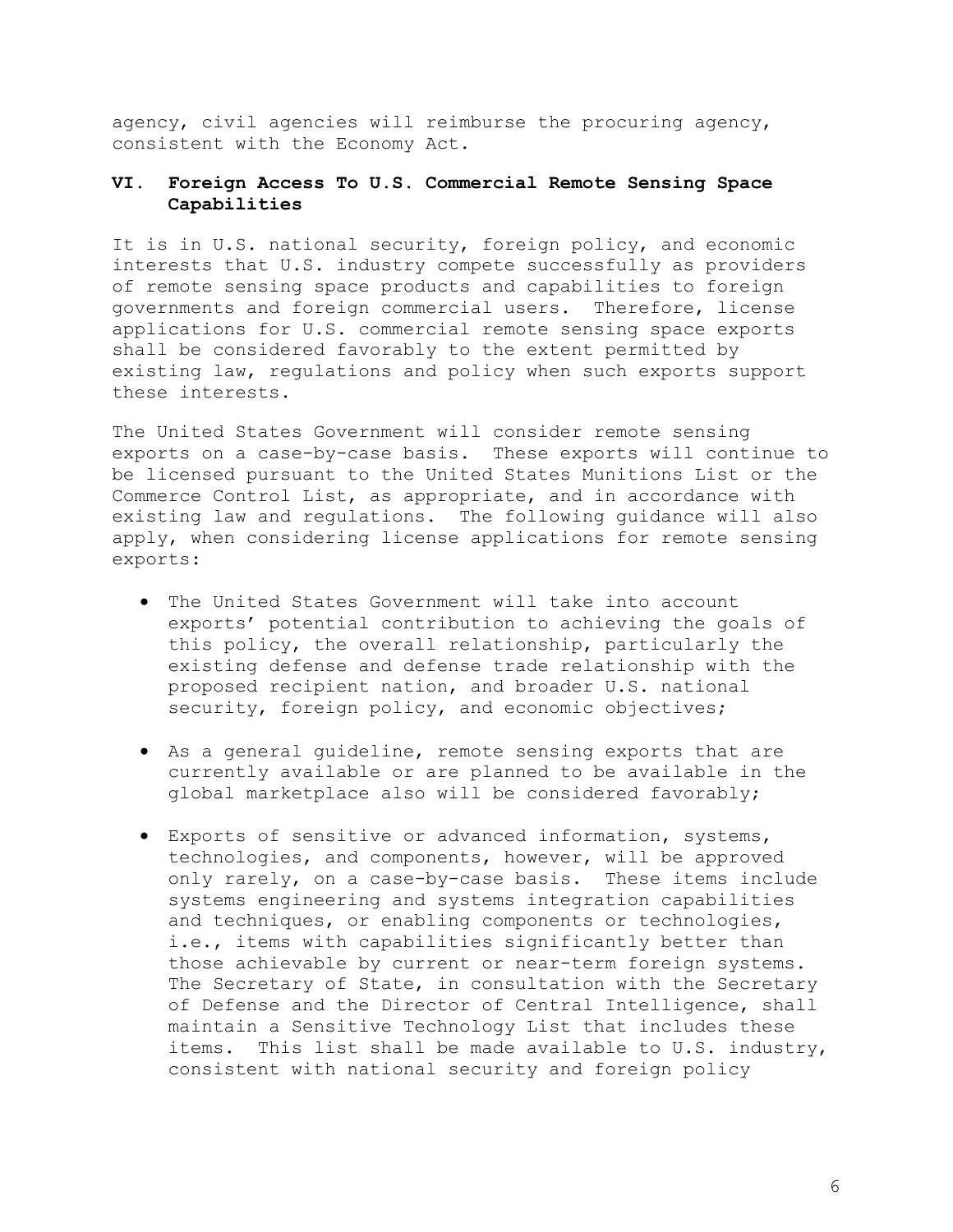agency, civil agencies will reimburse the procuring agency, consistent with the Economy Act.

## VI. Foreign Access To U.S. Commercial Remote Sensing Space Capabilities

It is in U.S. national security, foreign policy, and economic interests that U.S. industry compete successfully as providers of remote sensing space products and capabilities to foreign governments and foreign commercial users. Therefore, license applications for U.S. commercial remote sensing space exports shall be considered favorably to the extent permitted by existing law, regulations and policy when such exports support these interests.

The United States Government will consider remote sensing exports on a case-by-case basis. These exports will continue to be licensed pursuant to the United States Munitions List or the Commerce Control List, as appropriate, and in accordance with existing law and regulations. The following guidance will also apply, when considering license applications for remote sensing exports:

- The United States Government will take into account exports' potential contribution to achieving the goals of this policy, the overall relationship, particularly the existing defense and defense trade relationship with the proposed recipient nation, and broader U.S. national security, foreign policy, and economic objectives;

- As a general guideline, remote sensing exports that are currently available or are planned to be available in the global marketplace also will be considered favorably;

- Exports of sensitive or advanced information, systems, technologies, and components, however, will be approved only rarely, on a case-by-case basis. These items include systems engineering and systems integration capabilities and techniques, or enabling components or technologies, i.e., items with capabilities significantly better than those achievable by current or near-term foreign systems. The Secretary of State, in consultation with the Secretary of Defense and the Director of Central Intelligence, shall maintain a Sensitive Technology List that includes these items. This list shall be made available to U.S. industry, consistent with national security and foreign policy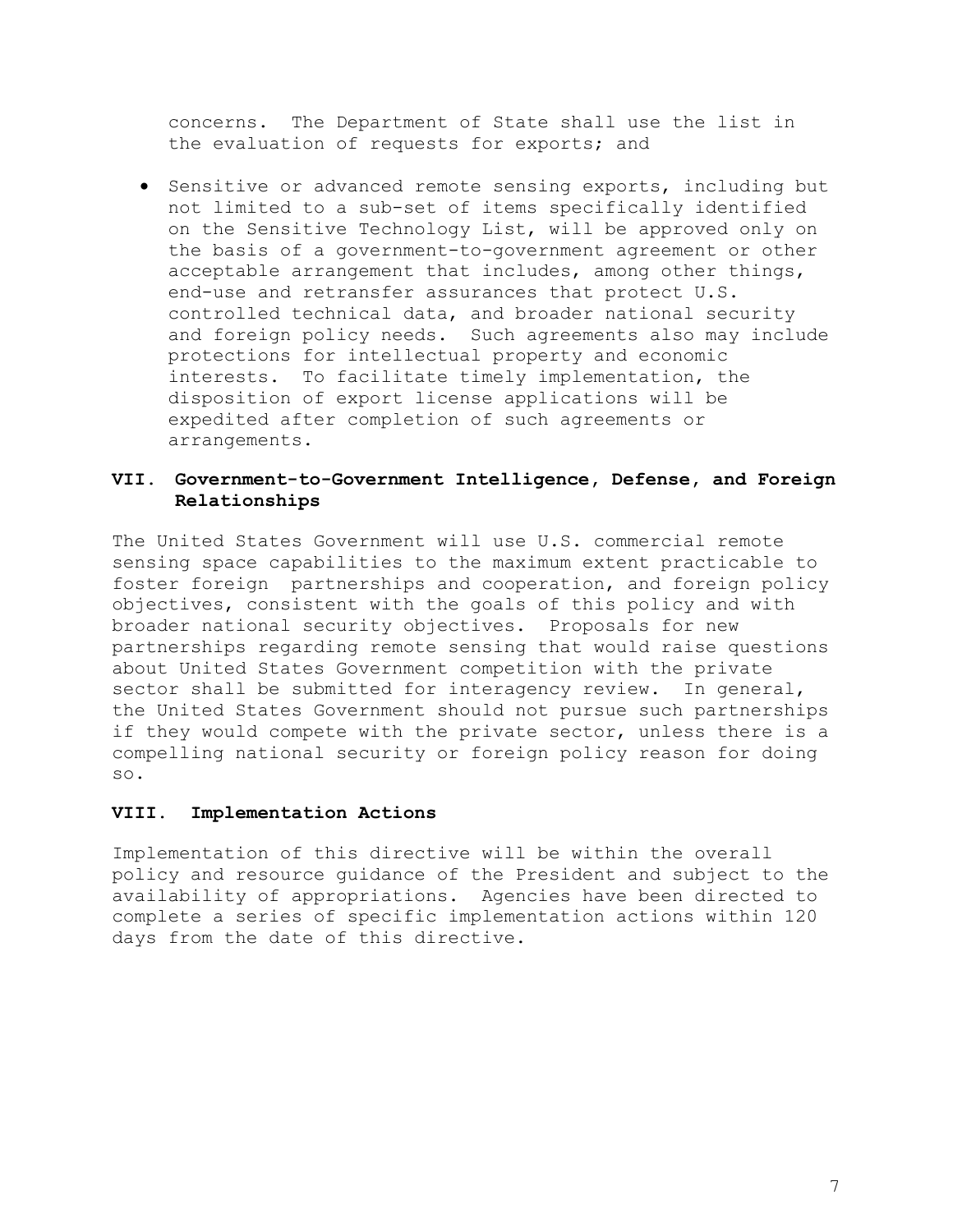concerns. The Department of State shall use the list in the evaluation of requests for exports; and

- Sensitive or advanced remote sensing exports, including but not limited to a sub-set of items specifically identified on the Sensitive Technology List, will be approved only on the basis of a government-to-government agreement or other acceptable arrangement that includes, among other things, end-use and retransfer assurances that protect U.S. controlled technical data, and broader national security and foreign policy needs. Such agreements also may include protections for intellectual property and economic interests. To facilitate timely implementation, the disposition of export license applications will be expedited after completion of such agreements or arrangements.

## VII. Government-to-Government Intelligence, Defense, and Foreign Relationships

The United States Government will use U.S. commercial remote sensing space capabilities to the maximum extent practicable to foster foreign partnerships and cooperation, and foreign policy objectives, consistent with the goals of this policy and with broader national security objectives. Proposals for new partnerships regarding remote sensing that would raise questions about United States Government competition with the private sector shall be submitted for interagency review. In general, the United States Government should not pursue such partnerships if they would compete with the private sector, unless there is a compelling national security or foreign policy reason for doing so.

## VIII. Implementation Actions

Implementation of this directive will be within the overall policy and resource guidance of the President and subject to the availability of appropriations. Agencies have been directed to complete a series of specific implementation actions within 120 days from the date of this directive.